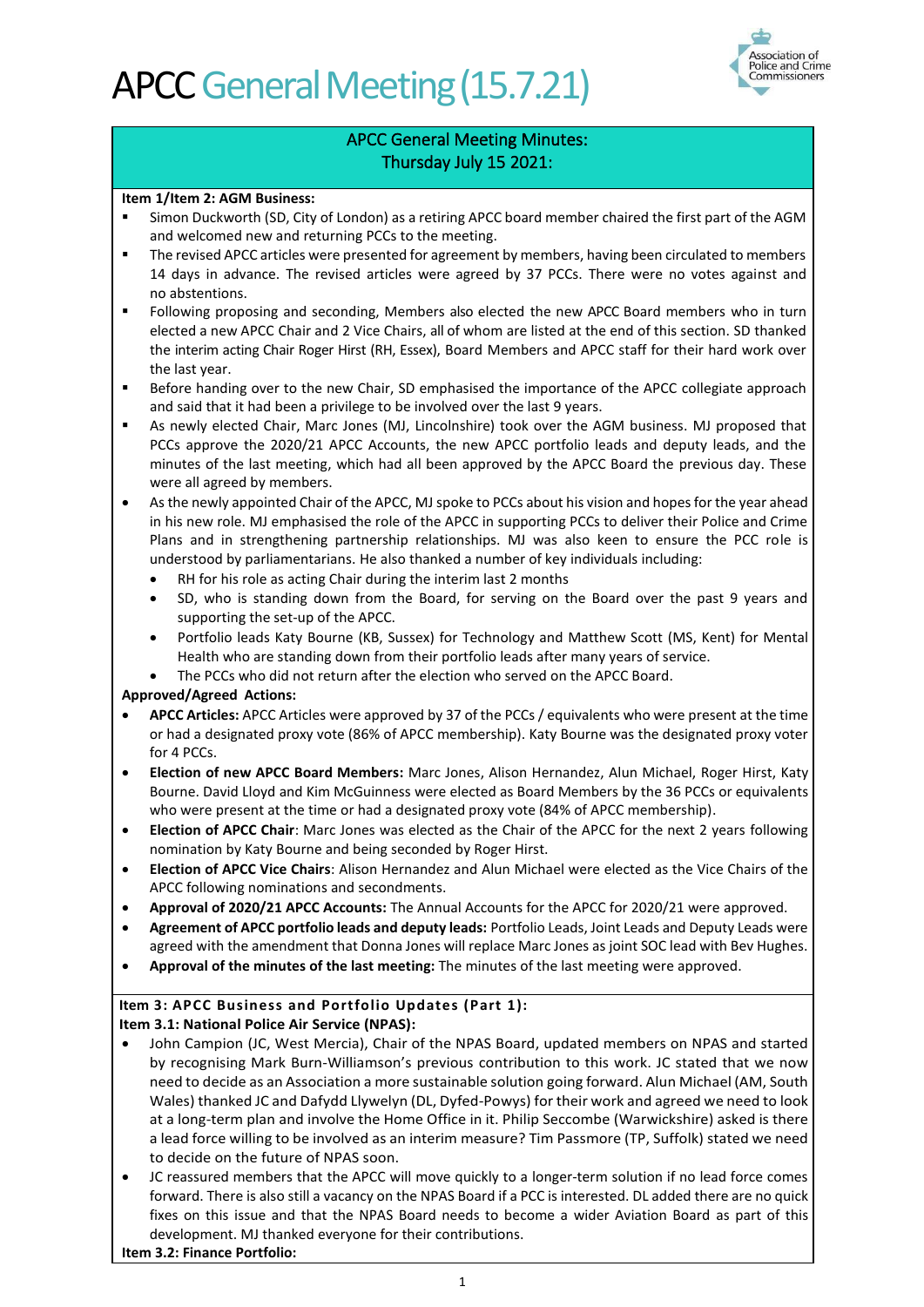# APCC General Meeting (15.7.21)

## APCC General Meeting Minutes: Thursday July 15 2021:

**Item 1/Item 2: AGM Business:**

- Simon Duckworth (SD, City of London) as a retiring APCC board member chaired the first part of the AGM and welcomed new and returning PCCs to the meeting.
- The revised APCC articles were presented for agreement by members, having been circulated to members 14 days in advance. The revised articles were agreed by 37 PCCs. There were no votes against and no abstentions.
- Following proposing and seconding, Members also elected the new APCC Board members who in turn elected a new APCC Chair and 2 Vice Chairs, all of whom are listed at the end of this section. SD thanked the interim acting Chair Roger Hirst (RH, Essex), Board Members and APCC staff for their hard work over the last year.
- Before handing over to the new Chair, SD emphasised the importance of the APCC collegiate approach and said that it had been a privilege to be involved over the last 9 years.
- As newly elected Chair, Marc Jones (MJ, Lincolnshire) took over the AGM business. MJ proposed that PCCs approve the 2020/21 APCC Accounts, the new APCC portfolio leads and deputy leads, and the minutes of the last meeting, which had all been approved by the APCC Board the previous day. These were all agreed by members.
- As the newly appointed Chair of the APCC, MJ spoke to PCCs about his vision and hopes for the year ahead in his new role. MJ emphasised the role of the APCC in supporting PCCs to deliver their Police and Crime Plans and in strengthening partnership relationships. MJ was also keen to ensure the PCC role is understood by parliamentarians. He also thanked a number of key individuals including:
  - RH for his role as acting Chair during the interim last 2 months
  - SD, who is standing down from the Board, for serving on the Board over the past 9 years and supporting the set-up of the APCC.
  - Portfolio leads Katy Bourne (KB, Sussex) for Technology and Matthew Scott (MS, Kent) for Mental Health who are standing down from their portfolio leads after many years of service.
  - The PCCs who did not return after the election who served on the APCC Board.

**Approved/Agreed Actions:**

- **APCC Articles:** APCC Articles were approved by 37 of the PCCs / equivalents who were present at the time or had a designated proxy vote (86% of APCC membership). Katy Bourne was the designated proxy voter for 4 PCCs.
- **Election of new APCC Board Members:** Marc Jones, Alison Hernandez, Alun Michael, Roger Hirst, Katy Bourne. David Lloyd and Kim McGuinness were elected as Board Members by the 36 PCCs or equivalents who were present at the time or had a designated proxy vote (84% of APCC membership).
- **Election of APCC Chair**: Marc Jones was elected as the Chair of the APCC for the next 2 years following nomination by Katy Bourne and being seconded by Roger Hirst.
- **Election of APCC Vice Chairs**: Alison Hernandez and Alun Michael were elected as the Vice Chairs of the APCC following nominations and secondments.
- **Approval of 2020/21 APCC Accounts:** The Annual Accounts for the APCC for 2020/21 were approved.
- **Agreement of APCC portfolio leads and deputy leads:** Portfolio Leads, Joint Leads and Deputy Leads were agreed with the amendment that Donna Jones will replace Marc Jones as joint SOC lead with Bev Hughes.
- **Approval of the minutes of the last meeting:** The minutes of the last meeting were approved.

**Item 3: APCC Business and Portfolio Updates (Part 1):**

**Item 3.1: National Police Air Service (NPAS):**

- John Campion (JC, West Mercia), Chair of the NPAS Board, updated members on NPAS and started by recognising Mark Burn-Williamson's previous contribution to this work. JC stated that we now need to decide as an Association a more sustainable solution going forward. Alun Michael (AM, South Wales) thanked JC and Dafydd Llywelyn (DL, Dyfed-Powys) for their work and agreed we need to look at a long-term plan and involve the Home Office in it. Philip Seccombe (Warwickshire) asked is there a lead force willing to be involved as an interim measure? Tim Passmore (TP, Suffolk) stated we need to decide on the future of NPAS soon.
- JC reassured members that the APCC will move quickly to a longer-term solution if no lead force comes forward. There is also still a vacancy on the NPAS Board if a PCC is interested. DL added there are no quick fixes on this issue and that the NPAS Board needs to become a wider Aviation Board as part of this development. MJ thanked everyone for their contributions.

**Item 3.2: Finance Portfolio:**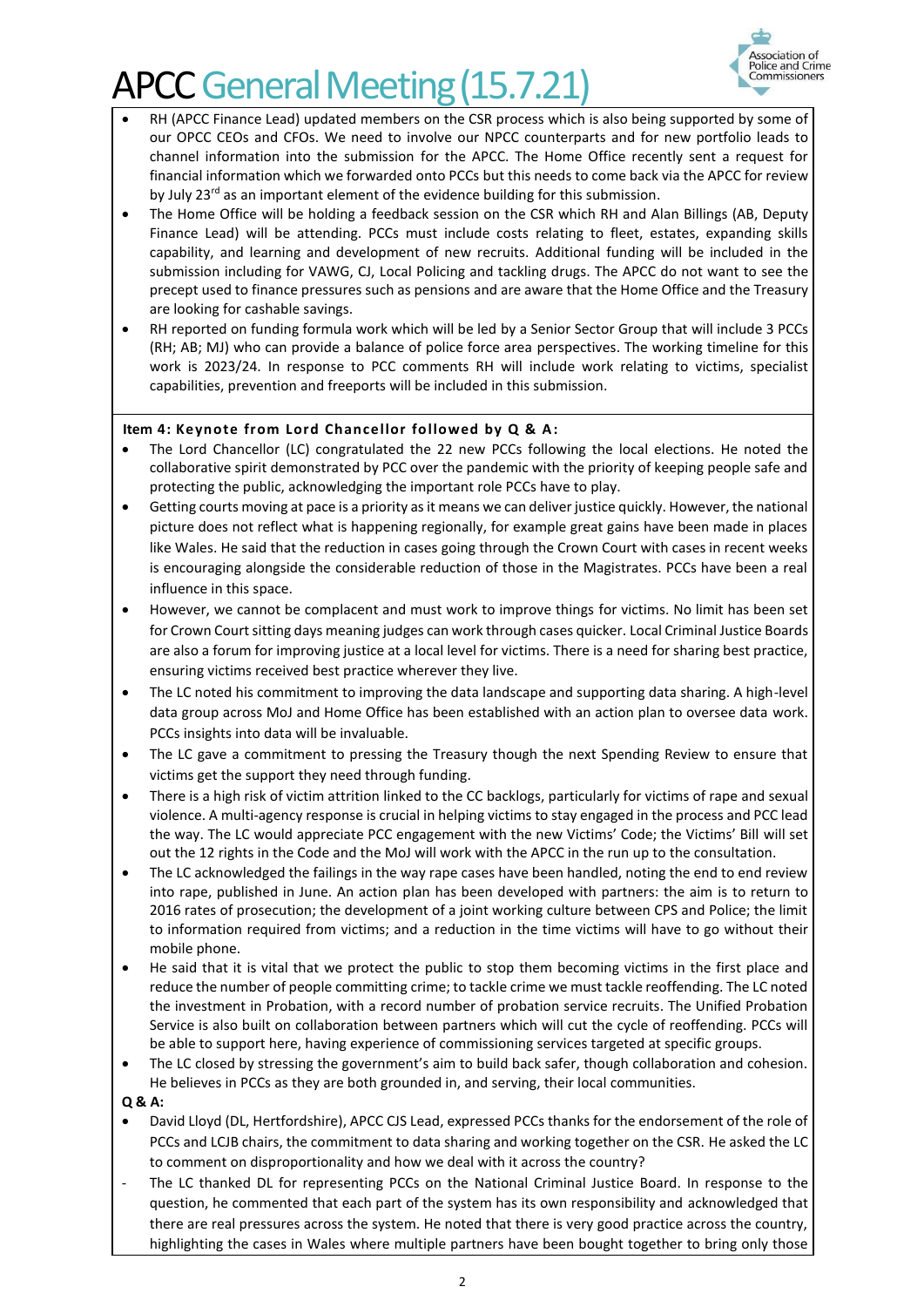- RH (APCC Finance Lead) updated members on the CSR process which is also being supported by some of our OPCC CEOs and CFOs. We need to involve our NPCC counterparts and for new portfolio leads to channel information into the submission for the APCC. The Home Office recently sent a request for financial information which we forwarded onto PCCs but this needs to come back via the APCC for review by July 23rd as an important element of the evidence building for this submission.
- The Home Office will be holding a feedback session on the CSR which RH and Alan Billings (AB, Deputy Finance Lead) will be attending. PCCs must include costs relating to fleet, estates, expanding skills capability, and learning and development of new recruits. Additional funding will be included in the submission including for VAWG, CJ, Local Policing and tackling drugs. The APCC do not want to see the precept used to finance pressures such as pensions and are aware that the Home Office and the Treasury are looking for cashable savings.
- RH reported on funding formula work which will be led by a Senior Sector Group that will include 3 PCCs (RH; AB; MJ) who can provide a balance of police force area perspectives. The working timeline for this work is 2023/24. In response to PCC comments RH will include work relating to victims, specialist capabilities, prevention and freeports will be included in this submission.

**Item 4: Keynote from Lord Chancellor followed by Q & A:**

- The Lord Chancellor (LC) congratulated the 22 new PCCs following the local elections. He noted the collaborative spirit demonstrated by PCC over the pandemic with the priority of keeping people safe and protecting the public, acknowledging the important role PCCs have to play.
- Getting courts moving at pace is a priority as it means we can deliver justice quickly. However, the national picture does not reflect what is happening regionally, for example great gains have been made in places like Wales. He said that the reduction in cases going through the Crown Court with cases in recent weeks is encouraging alongside the considerable reduction of those in the Magistrates. PCCs have been a real influence in this space.
- However, we cannot be complacent and must work to improve things for victims. No limit has been set for Crown Court sitting days meaning judges can work through cases quicker. Local Criminal Justice Boards are also a forum for improving justice at a local level for victims. There is a need for sharing best practice, ensuring victims received best practice wherever they live.
- The LC noted his commitment to improving the data landscape and supporting data sharing. A high-level data group across MoJ and Home Office has been established with an action plan to oversee data work. PCCs insights into data will be invaluable.
- The LC gave a commitment to pressing the Treasury though the next Spending Review to ensure that victims get the support they need through funding.
- There is a high risk of victim attrition linked to the CC backlogs, particularly for victims of rape and sexual violence. A multi-agency response is crucial in helping victims to stay engaged in the process and PCC lead the way. The LC would appreciate PCC engagement with the new Victims' Code; the Victims' Bill will set out the 12 rights in the Code and the MoJ will work with the APCC in the run up to the consultation.
- The LC acknowledged the failings in the way rape cases have been handled, noting the end to end review into rape, published in June. An action plan has been developed with partners: the aim is to return to 2016 rates of prosecution; the development of a joint working culture between CPS and Police; the limit to information required from victims; and a reduction in the time victims will have to go without their mobile phone.
- He said that it is vital that we protect the public to stop them becoming victims in the first place and reduce the number of people committing crime; to tackle crime we must tackle reoffending. The LC noted the investment in Probation, with a record number of probation service recruits. The Unified Probation Service is also built on collaboration between partners which will cut the cycle of reoffending. PCCs will be able to support here, having experience of commissioning services targeted at specific groups.
- The LC closed by stressing the government's aim to build back safer, though collaboration and cohesion. He believes in PCCs as they are both grounded in, and serving, their local communities.

**Q & A:**

- David Lloyd (DL, Hertfordshire), APCC CJS Lead, expressed PCCs thanks for the endorsement of the role of PCCs and LCJB chairs, the commitment to data sharing and working together on the CSR. He asked the LC to comment on disproportionality and how we deal with it across the country?
  - The LC thanked DL for representing PCCs on the National Criminal Justice Board. In response to the question, he commented that each part of the system has its own responsibility and acknowledged that there are real pressures across the system. He noted that there is very good practice across the country, highlighting the cases in Wales where multiple partners have been bought together to bring only those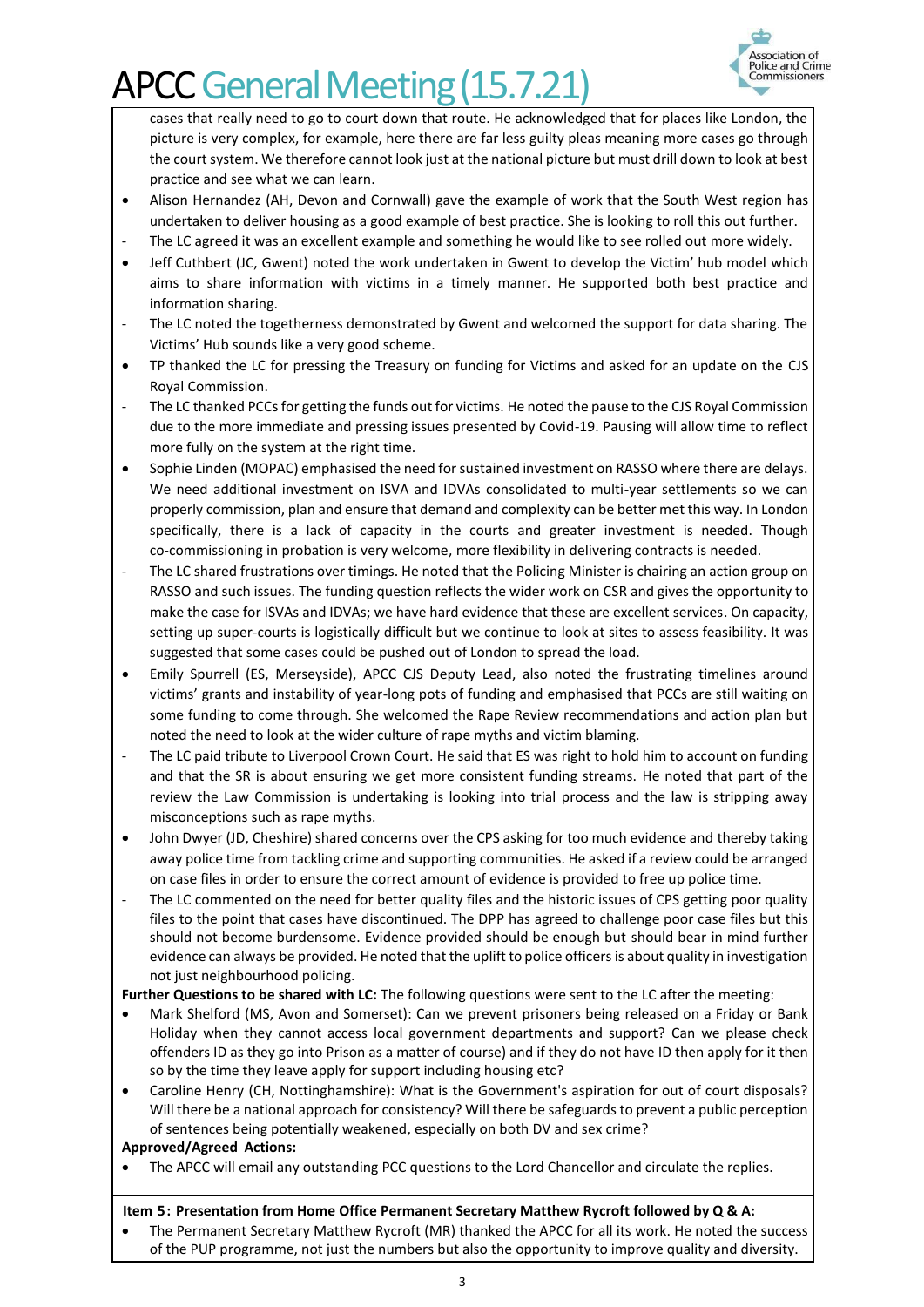cases that really need to go to court down that route. He acknowledged that for places like London, the picture is very complex, for example, here there are far less guilty pleas meaning more cases go through the court system. We therefore cannot look just at the national picture but must drill down to look at best practice and see what we can learn.

- Alison Hernandez (AH, Devon and Cornwall) gave the example of work that the South West region has undertaken to deliver housing as a good example of best practice. She is looking to roll this out further.
- The LC agreed it was an excellent example and something he would like to see rolled out more widely.
- Jeff Cuthbert (JC, Gwent) noted the work undertaken in Gwent to develop the Victim' hub model which aims to share information with victims in a timely manner. He supported both best practice and information sharing.
- The LC noted the togetherness demonstrated by Gwent and welcomed the support for data sharing. The Victims' Hub sounds like a very good scheme.
- TP thanked the LC for pressing the Treasury on funding for Victims and asked for an update on the CJS Royal Commission.
- The LC thanked PCCs for getting the funds out for victims. He noted the pause to the CJS Royal Commission due to the more immediate and pressing issues presented by Covid-19. Pausing will allow time to reflect more fully on the system at the right time.
- Sophie Linden (MOPAC) emphasised the need for sustained investment on RASSO where there are delays. We need additional investment on ISVA and IDVAs consolidated to multi-year settlements so we can properly commission, plan and ensure that demand and complexity can be better met this way. In London specifically, there is a lack of capacity in the courts and greater investment is needed. Though co-commissioning in probation is very welcome, more flexibility in delivering contracts is needed.
- The LC shared frustrations over timings. He noted that the Policing Minister is chairing an action group on RASSO and such issues. The funding question reflects the wider work on CSR and gives the opportunity to make the case for ISVAs and IDVAs; we have hard evidence that these are excellent services. On capacity, setting up super-courts is logistically difficult but we continue to look at sites to assess feasibility. It was suggested that some cases could be pushed out of London to spread the load.
- Emily Spurrell (ES, Merseyside), APCC CJS Deputy Lead, also noted the frustrating timelines around victims' grants and instability of year-long pots of funding and emphasised that PCCs are still waiting on some funding to come through. She welcomed the Rape Review recommendations and action plan but noted the need to look at the wider culture of rape myths and victim blaming.
- The LC paid tribute to Liverpool Crown Court. He said that ES was right to hold him to account on funding and that the SR is about ensuring we get more consistent funding streams. He noted that part of the review the Law Commission is undertaking is looking into trial process and the law is stripping away misconceptions such as rape myths.
- John Dwyer (JD, Cheshire) shared concerns over the CPS asking for too much evidence and thereby taking away police time from tackling crime and supporting communities. He asked if a review could be arranged on case files in order to ensure the correct amount of evidence is provided to free up police time.
- The LC commented on the need for better quality files and the historic issues of CPS getting poor quality files to the point that cases have discontinued. The DPP has agreed to challenge poor case files but this should not become burdensome. Evidence provided should be enough but should bear in mind further evidence can always be provided. He noted that the uplift to police officers is about quality in investigation not just neighbourhood policing.

**Further Questions to be shared with LC:** The following questions were sent to the LC after the meeting:

- Mark Shelford (MS, Avon and Somerset): Can we prevent prisoners being released on a Friday or Bank Holiday when they cannot access local government departments and support? Can we please check offenders ID as they go into Prison as a matter of course) and if they do not have ID then apply for it then so by the time they leave apply for support including housing etc?
- Caroline Henry (CH, Nottinghamshire): What is the Government's aspiration for out of court disposals? Will there be a national approach for consistency? Will there be safeguards to prevent a public perception of sentences being potentially weakened, especially on both DV and sex crime?

**Approved/Agreed Actions:**

- The APCC will email any outstanding PCC questions to the Lord Chancellor and circulate the replies.

**Item 5: Presentation from Home Office Permanent Secretary Matthew Rycroft followed by Q & A:**

- The Permanent Secretary Matthew Rycroft (MR) thanked the APCC for all its work. He noted the success of the PUP programme, not just the numbers but also the opportunity to improve quality and diversity.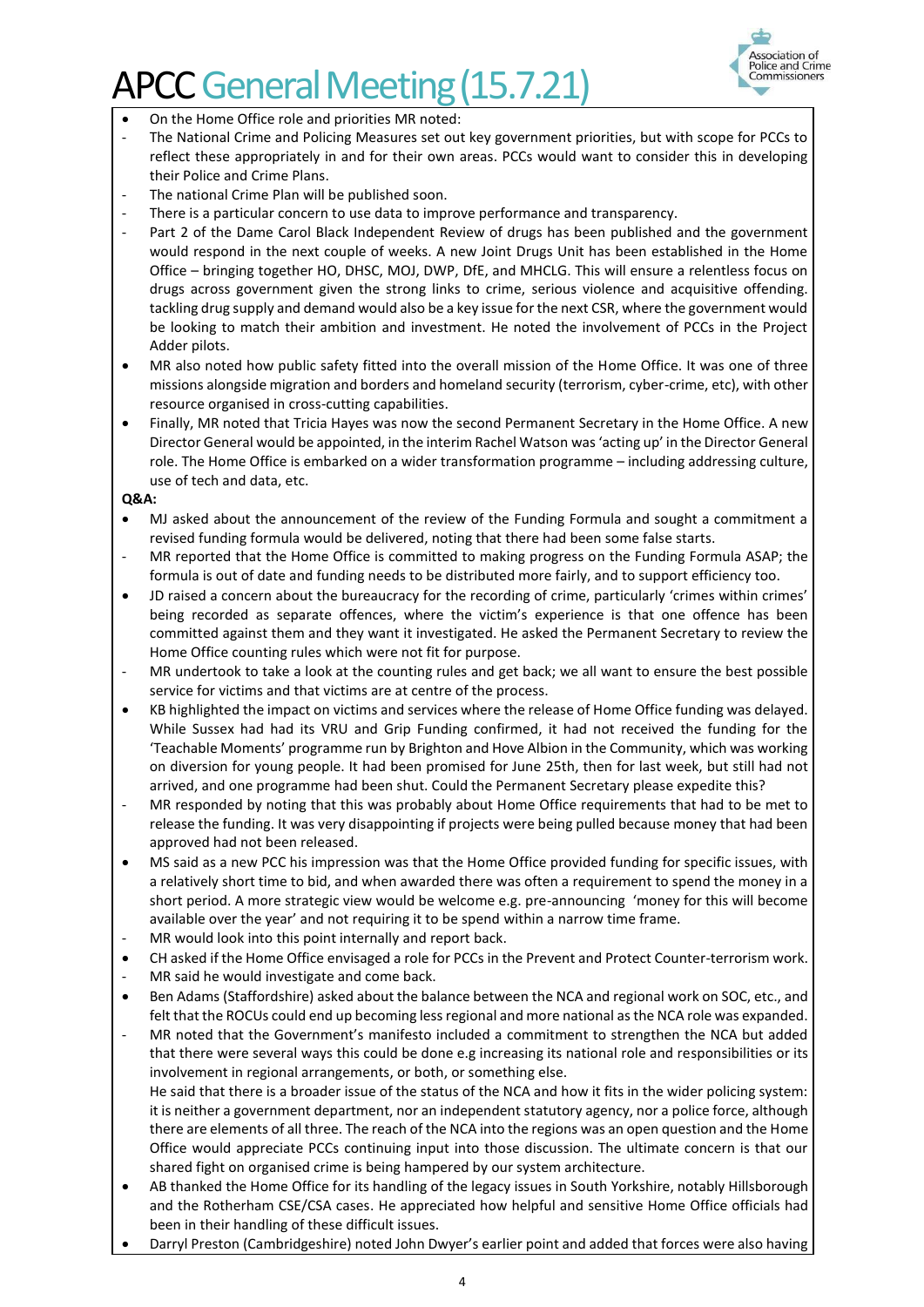- On the Home Office role and priorities MR noted:
  - The National Crime and Policing Measures set out key government priorities, but with scope for PCCs to reflect these appropriately in and for their own areas. PCCs would want to consider this in developing their Police and Crime Plans.
  - The national Crime Plan will be published soon.
  - There is a particular concern to use data to improve performance and transparency.
  - Part 2 of the Dame Carol Black Independent Review of drugs has been published and the government would respond in the next couple of weeks. A new Joint Drugs Unit has been established in the Home Office – bringing together HO, DHSC, MOJ, DWP, DfE, and MHCLG. This will ensure a relentless focus on drugs across government given the strong links to crime, serious violence and acquisitive offending. tackling drug supply and demand would also be a key issue for the next CSR, where the government would be looking to match their ambition and investment. He noted the involvement of PCCs in the Project Adder pilots.
- MR also noted how public safety fitted into the overall mission of the Home Office. It was one of three missions alongside migration and borders and homeland security (terrorism, cyber-crime, etc), with other resource organised in cross-cutting capabilities.
- Finally, MR noted that Tricia Hayes was now the second Permanent Secretary in the Home Office. A new Director General would be appointed, in the interim Rachel Watson was 'acting up' in the Director General role. The Home Office is embarked on a wider transformation programme – including addressing culture, use of tech and data, etc.

**Q&A:**

- MJ asked about the announcement of the review of the Funding Formula and sought a commitment a revised funding formula would be delivered, noting that there had been some false starts.
  - MR reported that the Home Office is committed to making progress on the Funding Formula ASAP; the formula is out of date and funding needs to be distributed more fairly, and to support efficiency too.
- JD raised a concern about the bureaucracy for the recording of crime, particularly 'crimes within crimes' being recorded as separate offences, where the victim's experience is that one offence has been committed against them and they want it investigated. He asked the Permanent Secretary to review the Home Office counting rules which were not fit for purpose.
  - MR undertook to take a look at the counting rules and get back; we all want to ensure the best possible service for victims and that victims are at centre of the process.
- KB highlighted the impact on victims and services where the release of Home Office funding was delayed. While Sussex had had its VRU and Grip Funding confirmed, it had not received the funding for the 'Teachable Moments' programme run by Brighton and Hove Albion in the Community, which was working on diversion for young people. It had been promised for June 25th, then for last week, but still had not arrived, and one programme had been shut. Could the Permanent Secretary please expedite this?
  - MR responded by noting that this was probably about Home Office requirements that had to be met to release the funding. It was very disappointing if projects were being pulled because money that had been approved had not been released.
- MS said as a new PCC his impression was that the Home Office provided funding for specific issues, with a relatively short time to bid, and when awarded there was often a requirement to spend the money in a short period. A more strategic view would be welcome e.g. pre-announcing 'money for this will become available over the year' and not requiring it to be spend within a narrow time frame.
  - MR would look into this point internally and report back.
- CH asked if the Home Office envisaged a role for PCCs in the Prevent and Protect Counter-terrorism work.
  - MR said he would investigate and come back.
- Ben Adams (Staffordshire) asked about the balance between the NCA and regional work on SOC, etc., and felt that the ROCUs could end up becoming less regional and more national as the NCA role was expanded.
  - MR noted that the Government's manifesto included a commitment to strengthen the NCA but added that there were several ways this could be done e.g increasing its national role and responsibilities or its involvement in regional arrangements, or both, or something else.

    He said that there is a broader issue of the status of the NCA and how it fits in the wider policing system: it is neither a government department, nor an independent statutory agency, nor a police force, although there are elements of all three. The reach of the NCA into the regions was an open question and the Home Office would appreciate PCCs continuing input into those discussion. The ultimate concern is that our shared fight on organised crime is being hampered by our system architecture.
- AB thanked the Home Office for its handling of the legacy issues in South Yorkshire, notably Hillsborough and the Rotherham CSE/CSA cases. He appreciated how helpful and sensitive Home Office officials had been in their handling of these difficult issues.
- Darryl Preston (Cambridgeshire) noted John Dwyer's earlier point and added that forces were also having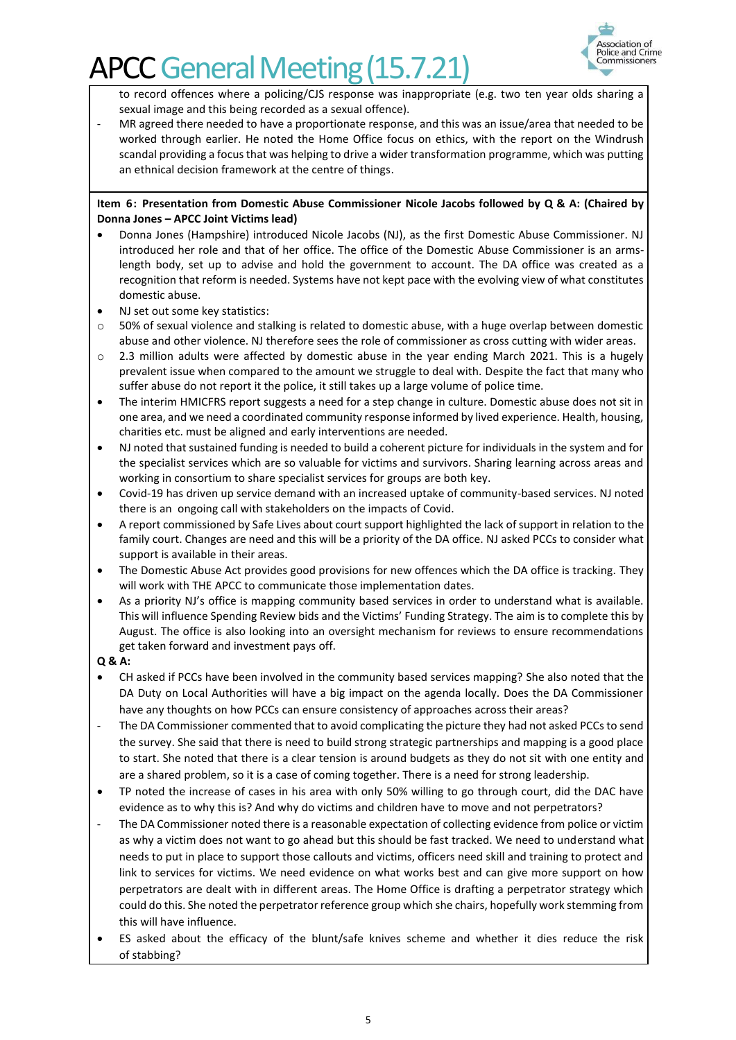to record offences where a policing/CJS response was inappropriate (e.g. two ten year olds sharing a sexual image and this being recorded as a sexual offence).

- MR agreed there needed to have a proportionate response, and this was an issue/area that needed to be worked through earlier. He noted the Home Office focus on ethics, with the report on the Windrush scandal providing a focus that was helping to drive a wider transformation programme, which was putting an ethnical decision framework at the centre of things.

**Item 6: Presentation from Domestic Abuse Commissioner Nicole Jacobs followed by Q & A: (Chaired by Donna Jones – APCC Joint Victims lead)**

- Donna Jones (Hampshire) introduced Nicole Jacobs (NJ), as the first Domestic Abuse Commissioner. NJ introduced her role and that of her office. The office of the Domestic Abuse Commissioner is an arms-length body, set up to advise and hold the government to account. The DA office was created as a recognition that reform is needed. Systems have not kept pace with the evolving view of what constitutes domestic abuse.
- NJ set out some key statistics:
  - 50% of sexual violence and stalking is related to domestic abuse, with a huge overlap between domestic abuse and other violence. NJ therefore sees the role of commissioner as cross cutting with wider areas.
  - 2.3 million adults were affected by domestic abuse in the year ending March 2021. This is a hugely prevalent issue when compared to the amount we struggle to deal with. Despite the fact that many who suffer abuse do not report it the police, it still takes up a large volume of police time.
- The interim HMICFRS report suggests a need for a step change in culture. Domestic abuse does not sit in one area, and we need a coordinated community response informed by lived experience. Health, housing, charities etc. must be aligned and early interventions are needed.
- NJ noted that sustained funding is needed to build a coherent picture for individuals in the system and for the specialist services which are so valuable for victims and survivors. Sharing learning across areas and working in consortium to share specialist services for groups are both key.
- Covid-19 has driven up service demand with an increased uptake of community-based services. NJ noted there is an ongoing call with stakeholders on the impacts of Covid.
- A report commissioned by Safe Lives about court support highlighted the lack of support in relation to the family court. Changes are need and this will be a priority of the DA office. NJ asked PCCs to consider what support is available in their areas.
- The Domestic Abuse Act provides good provisions for new offences which the DA office is tracking. They will work with THE APCC to communicate those implementation dates.
- As a priority NJ's office is mapping community based services in order to understand what is available. This will influence Spending Review bids and the Victims' Funding Strategy. The aim is to complete this by August. The office is also looking into an oversight mechanism for reviews to ensure recommendations get taken forward and investment pays off.

**Q & A:**

- CH asked if PCCs have been involved in the community based services mapping? She also noted that the DA Duty on Local Authorities will have a big impact on the agenda locally. Does the DA Commissioner have any thoughts on how PCCs can ensure consistency of approaches across their areas?
  - The DA Commissioner commented that to avoid complicating the picture they had not asked PCCs to send the survey. She said that there is need to build strong strategic partnerships and mapping is a good place to start. She noted that there is a clear tension is around budgets as they do not sit with one entity and are a shared problem, so it is a case of coming together. There is a need for strong leadership.
- TP noted the increase of cases in his area with only 50% willing to go through court, did the DAC have evidence as to why this is? And why do victims and children have to move and not perpetrators?
  - The DA Commissioner noted there is a reasonable expectation of collecting evidence from police or victim as why a victim does not want to go ahead but this should be fast tracked. We need to understand what needs to put in place to support those callouts and victims, officers need skill and training to protect and link to services for victims. We need evidence on what works best and can give more support on how perpetrators are dealt with in different areas. The Home Office is drafting a perpetrator strategy which could do this. She noted the perpetrator reference group which she chairs, hopefully work stemming from this will have influence.
- ES asked about the efficacy of the blunt/safe knives scheme and whether it dies reduce the risk of stabbing?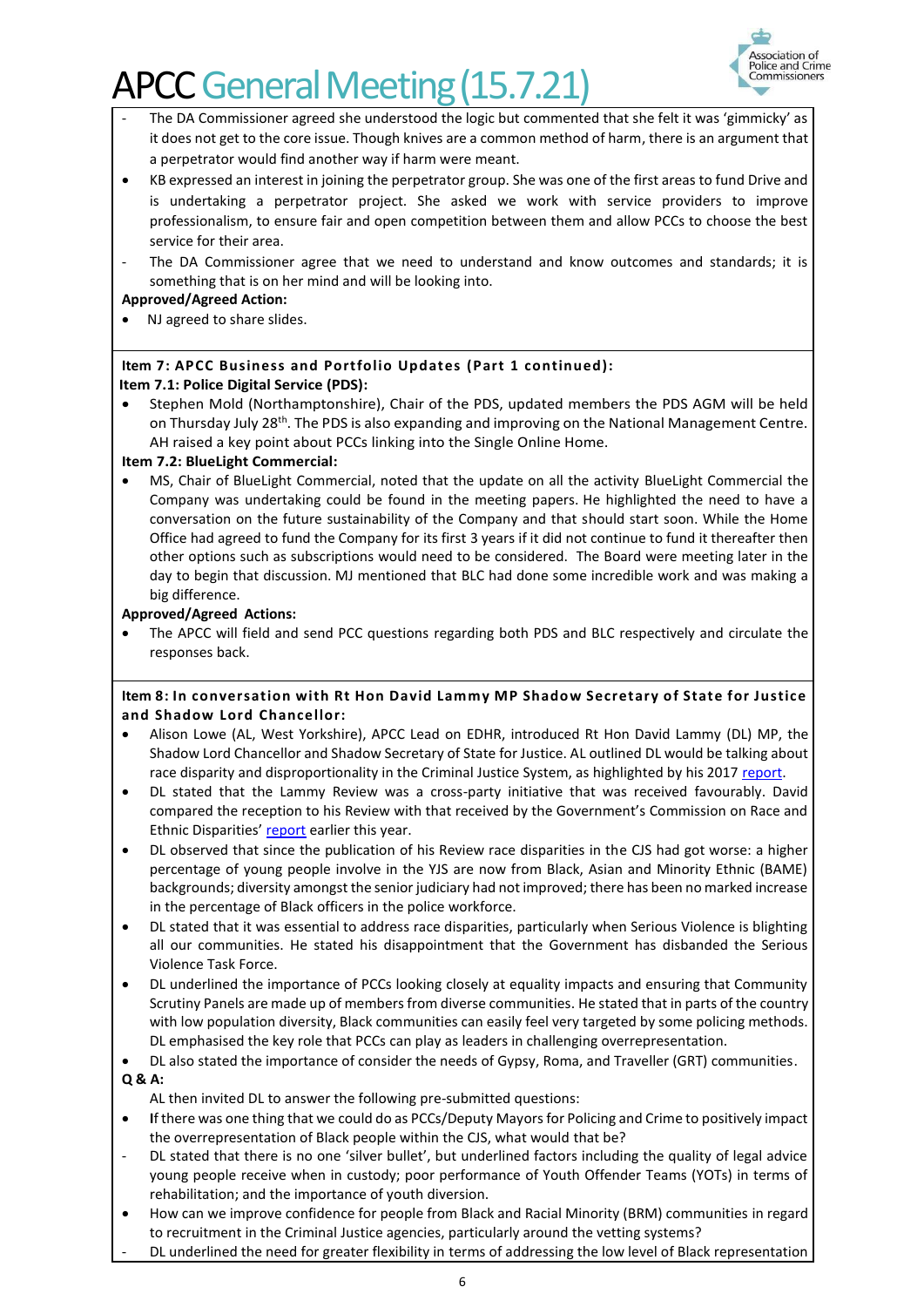- The DA Commissioner agreed she understood the logic but commented that she felt it was 'gimmicky' as it does not get to the core issue. Though knives are a common method of harm, there is an argument that a perpetrator would find another way if harm were meant.

- KB expressed an interest in joining the perpetrator group. She was one of the first areas to fund Drive and is undertaking a perpetrator project. She asked we work with service providers to improve professionalism, to ensure fair and open competition between them and allow PCCs to choose the best service for their area.
  - The DA Commissioner agree that we need to understand and know outcomes and standards; it is something that is on her mind and will be looking into.

**Approved/Agreed Action:**

- NJ agreed to share slides.

**Item 7: APCC Business and Portfolio Updates (Part 1 continued):**

**Item 7.1: Police Digital Service (PDS):**

- Stephen Mold (Northamptonshire), Chair of the PDS, updated members the PDS AGM will be held on Thursday July 28th. The PDS is also expanding and improving on the National Management Centre. AH raised a key point about PCCs linking into the Single Online Home.

**Item 7.2: BlueLight Commercial:**

- MS, Chair of BlueLight Commercial, noted that the update on all the activity BlueLight Commercial the Company was undertaking could be found in the meeting papers. He highlighted the need to have a conversation on the future sustainability of the Company and that should start soon. While the Home Office had agreed to fund the Company for its first 3 years if it did not continue to fund it thereafter then other options such as subscriptions would need to be considered. The Board were meeting later in the day to begin that discussion. MJ mentioned that BLC had done some incredible work and was making a big difference.

**Approved/Agreed Actions:**

- The APCC will field and send PCC questions regarding both PDS and BLC respectively and circulate the responses back.

**Item 8: In conversation with Rt Hon David Lammy MP Shadow Secretary of State for Justice and Shadow Lord Chancellor:**

- Alison Lowe (AL, West Yorkshire), APCC Lead on EDHR, introduced Rt Hon David Lammy (DL) MP, the Shadow Lord Chancellor and Shadow Secretary of State for Justice. AL outlined DL would be talking about race disparity and disproportionality in the Criminal Justice System, as highlighted by his 2017 report.
- DL stated that the Lammy Review was a cross-party initiative that was received favourably. David compared the reception to his Review with that received by the Government's Commission on Race and Ethnic Disparities' report earlier this year.
- DL observed that since the publication of his Review race disparities in the CJS had got worse: a higher percentage of young people involve in the YJS are now from Black, Asian and Minority Ethnic (BAME) backgrounds; diversity amongst the senior judiciary had not improved; there has been no marked increase in the percentage of Black officers in the police workforce.
- DL stated that it was essential to address race disparities, particularly when Serious Violence is blighting all our communities. He stated his disappointment that the Government has disbanded the Serious Violence Task Force.
- DL underlined the importance of PCCs looking closely at equality impacts and ensuring that Community Scrutiny Panels are made up of members from diverse communities. He stated that in parts of the country with low population diversity, Black communities can easily feel very targeted by some policing methods. DL emphasised the key role that PCCs can play as leaders in challenging overrepresentation.
- DL also stated the importance of consider the needs of Gypsy, Roma, and Traveller (GRT) communities.

**Q & A:**

AL then invited DL to answer the following pre-submitted questions:

- If there was one thing that we could do as PCCs/Deputy Mayors for Policing and Crime to positively impact the overrepresentation of Black people within the CJS, what would that be?
  - DL stated that there is no one 'silver bullet', but underlined factors including the quality of legal advice young people receive when in custody; poor performance of Youth Offender Teams (YOTs) in terms of rehabilitation; and the importance of youth diversion.
- How can we improve confidence for people from Black and Racial Minority (BRM) communities in regard to recruitment in the Criminal Justice agencies, particularly around the vetting systems?
  - DL underlined the need for greater flexibility in terms of addressing the low level of Black representation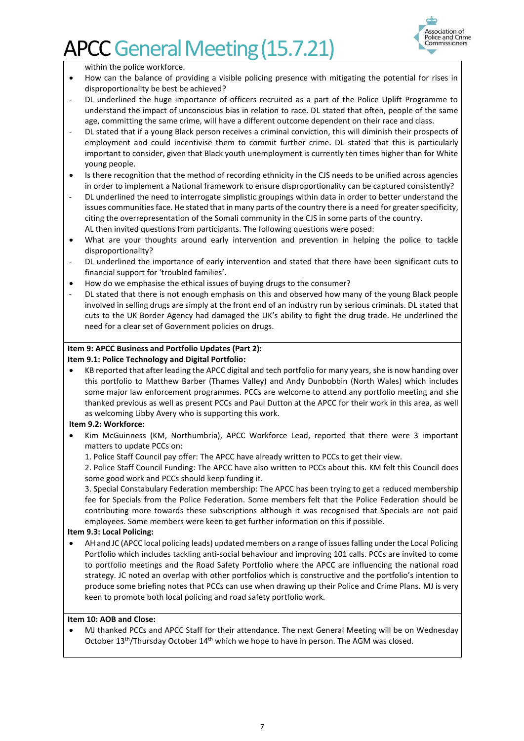within the police workforce.

- How can the balance of providing a visible policing presence with mitigating the potential for rises in disproportionality be best be achieved?

- DL underlined the huge importance of officers recruited as a part of the Police Uplift Programme to understand the impact of unconscious bias in relation to race. DL stated that often, people of the same age, committing the same crime, will have a different outcome dependent on their race and class.
- DL stated that if a young Black person receives a criminal conviction, this will diminish their prospects of employment and could incentivise them to commit further crime. DL stated that this is particularly important to consider, given that Black youth unemployment is currently ten times higher than for White young people.

- Is there recognition that the method of recording ethnicity in the CJS needs to be unified across agencies in order to implement a National framework to ensure disproportionality can be captured consistently?

- DL underlined the need to interrogate simplistic groupings within data in order to better understand the issues communities face. He stated that in many parts of the country there is a need for greater specificity, citing the overrepresentation of the Somali community in the CJS in some parts of the country.

AL then invited questions from participants. The following questions were posed:

- What are your thoughts around early intervention and prevention in helping the police to tackle disproportionality?

- DL underlined the importance of early intervention and stated that there have been significant cuts to financial support for 'troubled families'.

- How do we emphasise the ethical issues of buying drugs to the consumer?

- DL stated that there is not enough emphasis on this and observed how many of the young Black people involved in selling drugs are simply at the front end of an industry run by serious criminals. DL stated that cuts to the UK Border Agency had damaged the UK's ability to fight the drug trade. He underlined the need for a clear set of Government policies on drugs.

**Item 9: APCC Business and Portfolio Updates (Part 2):**

**Item 9.1: Police Technology and Digital Portfolio:**

- KB reported that after leading the APCC digital and tech portfolio for many years, she is now handing over this portfolio to Matthew Barber (Thames Valley) and Andy Dunbobbin (North Wales) which includes some major law enforcement programmes. PCCs are welcome to attend any portfolio meeting and she thanked previous as well as present PCCs and Paul Dutton at the APCC for their work in this area, as well as welcoming Libby Avery who is supporting this work.

**Item 9.2: Workforce:**

- Kim McGuinness (KM, Northumbria), APCC Workforce Lead, reported that there were 3 important matters to update PCCs on:

  1. Police Staff Council pay offer: The APCC have already written to PCCs to get their view.
  2. Police Staff Council Funding: The APCC have also written to PCCs about this. KM felt this Council does some good work and PCCs should keep funding it.
  3. Special Constabulary Federation membership: The APCC has been trying to get a reduced membership fee for Specials from the Police Federation. Some members felt that the Police Federation should be contributing more towards these subscriptions although it was recognised that Specials are not paid employees. Some members were keen to get further information on this if possible.

**Item 9.3: Local Policing:**

- AH and JC (APCC local policing leads) updated members on a range of issues falling under the Local Policing Portfolio which includes tackling anti-social behaviour and improving 101 calls. PCCs are invited to come to portfolio meetings and the Road Safety Portfolio where the APCC are influencing the national road strategy. JC noted an overlap with other portfolios which is constructive and the portfolio's intention to produce some briefing notes that PCCs can use when drawing up their Police and Crime Plans. MJ is very keen to promote both local policing and road safety portfolio work.

**Item 10: AOB and Close:**

- MJ thanked PCCs and APCC Staff for their attendance. The next General Meeting will be on Wednesday October 13th/Thursday October 14th which we hope to have in person. The AGM was closed.